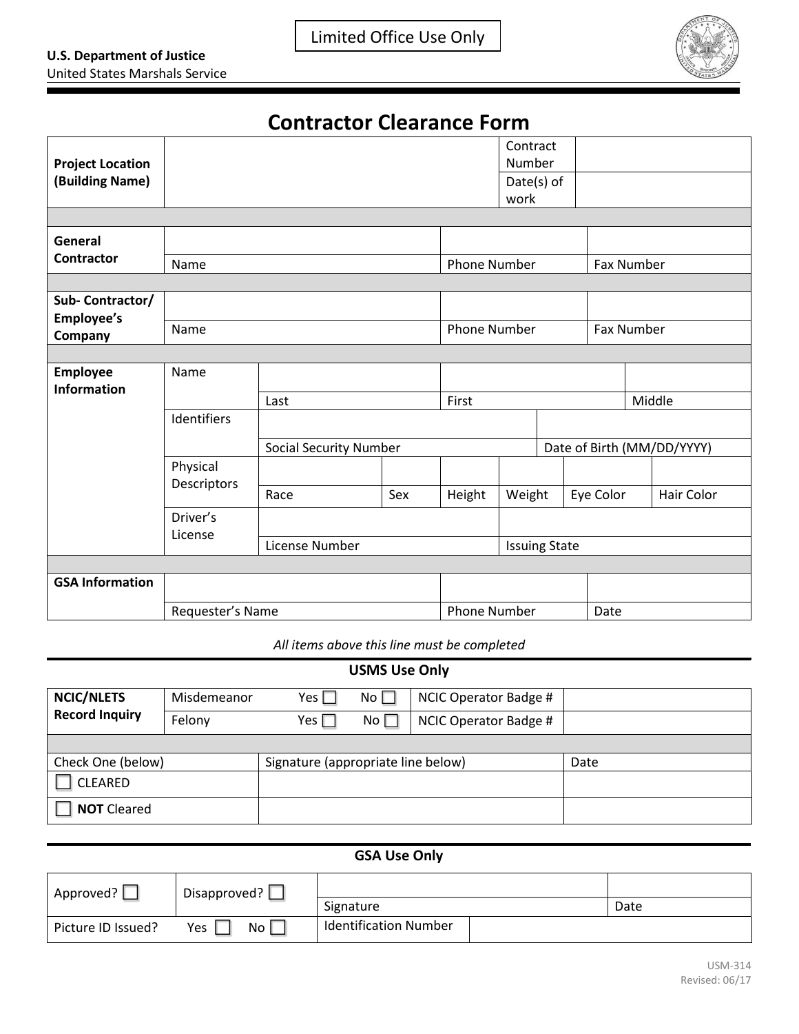Limited Office Use Only

**U.S. Department of Justice**
United States Marshals Service

# Contractor Clearance Form

| **Project Location (Building Name)** | | Contract Number | |
|---|---|---|---|
| | | Date(s) of work | |

| **General Contractor** | | | |
|---|---|---|---|
| | Name | Phone Number | Fax Number |

| **Sub- Contractor/ Employee's Company** | | | |
|---|---|---|---|
| | Name | Phone Number | Fax Number |

| **Employee Information** | | | | | | | |
|---|---|---|---|---|---|---|---|
| | Name | Last | | First | | | Middle |
| | Identifiers | Social Security Number | | | Date of Birth (MM/DD/YYYY) | | |
| | Physical Descriptors | Race | Sex | Height | Weight | Eye Color | Hair Color |
| | Driver's License | License Number | | | Issuing State | | |

| **GSA Information** | | | |
|---|---|---|---|
| | Requester's Name | Phone Number | Date |

*All items above this line must be completed*

## USMS Use Only

| **NCIC/NLETS Record Inquiry** | | | | | |
|---|---|---|---|---|---|
| | Misdemeanor | Yes ☐ | No ☐ | NCIC Operator Badge # | |
| | Felony | Yes ☐ | No ☐ | NCIC Operator Badge # | |

| Check One (below) | Signature (appropriate line below) | Date |
|---|---|---|
| ☐ CLEARED | | |
| ☐ **NOT** Cleared | | |

## GSA Use Only

| Approved? ☐ | Disapproved? ☐ | Signature | | Date |
|---|---|---|---|---|
| Picture ID Issued? | Yes ☐ No ☐ | Identification Number | | |

USM-314
Revised: 06/17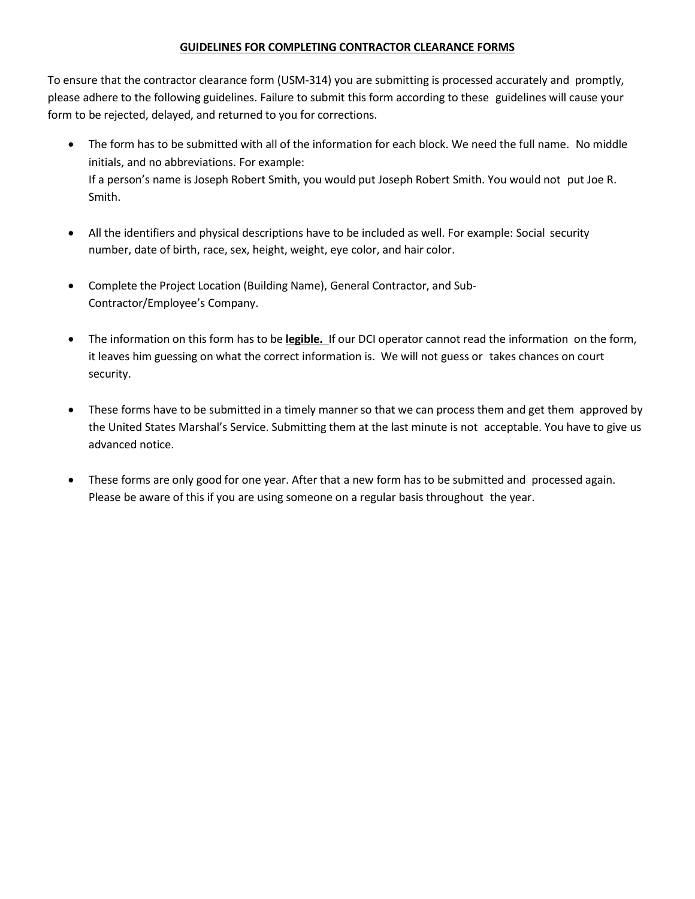## GUIDELINES FOR COMPLETING CONTRACTOR CLEARANCE FORMS

To ensure that the contractor clearance form (USM-314) you are submitting is processed accurately and promptly, please adhere to the following guidelines. Failure to submit this form according to these guidelines will cause your form to be rejected, delayed, and returned to you for corrections.

- The form has to be submitted with all of the information for each block. We need the full name. No middle initials, and no abbreviations. For example:
  If a person's name is Joseph Robert Smith, you would put Joseph Robert Smith. You would not put Joe R. Smith.

- All the identifiers and physical descriptions have to be included as well. For example: Social security number, date of birth, race, sex, height, weight, eye color, and hair color.

- Complete the Project Location (Building Name), General Contractor, and Sub-Contractor/Employee's Company.

- The information on this form has to be **legible.** If our DCI operator cannot read the information on the form, it leaves him guessing on what the correct information is. We will not guess or takes chances on court security.

- These forms have to be submitted in a timely manner so that we can process them and get them approved by the United States Marshal's Service. Submitting them at the last minute is not acceptable. You have to give us advanced notice.

- These forms are only good for one year. After that a new form has to be submitted and processed again. Please be aware of this if you are using someone on a regular basis throughout the year.